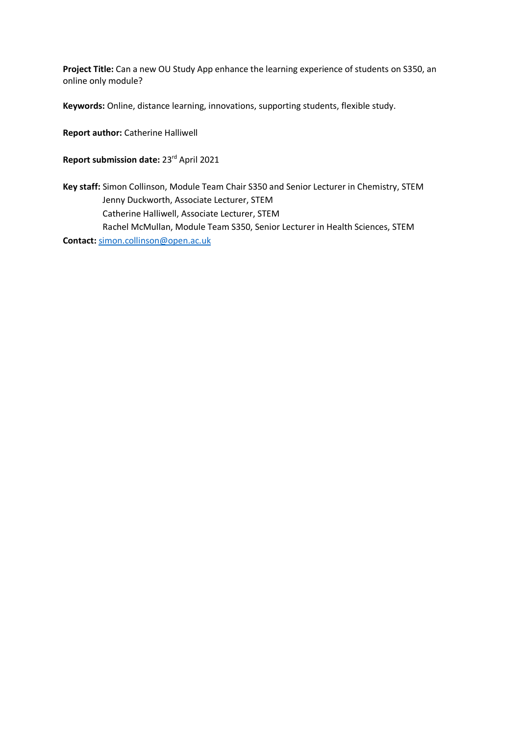**Project Title:** Can a new OU Study App enhance the learning experience of students on S350, an online only module?

**Keywords:** Online, distance learning, innovations, supporting students, flexible study.

**Report author:** Catherine Halliwell

**Report submission date:** 23rd April 2021

**Key staff:** Simon Collinson, Module Team Chair S350 and Senior Lecturer in Chemistry, STEM
Jenny Duckworth, Associate Lecturer, STEM
Catherine Halliwell, Associate Lecturer, STEM
Rachel McMullan, Module Team S350, Senior Lecturer in Health Sciences, STEM

**Contact:** simon.collinson@open.ac.uk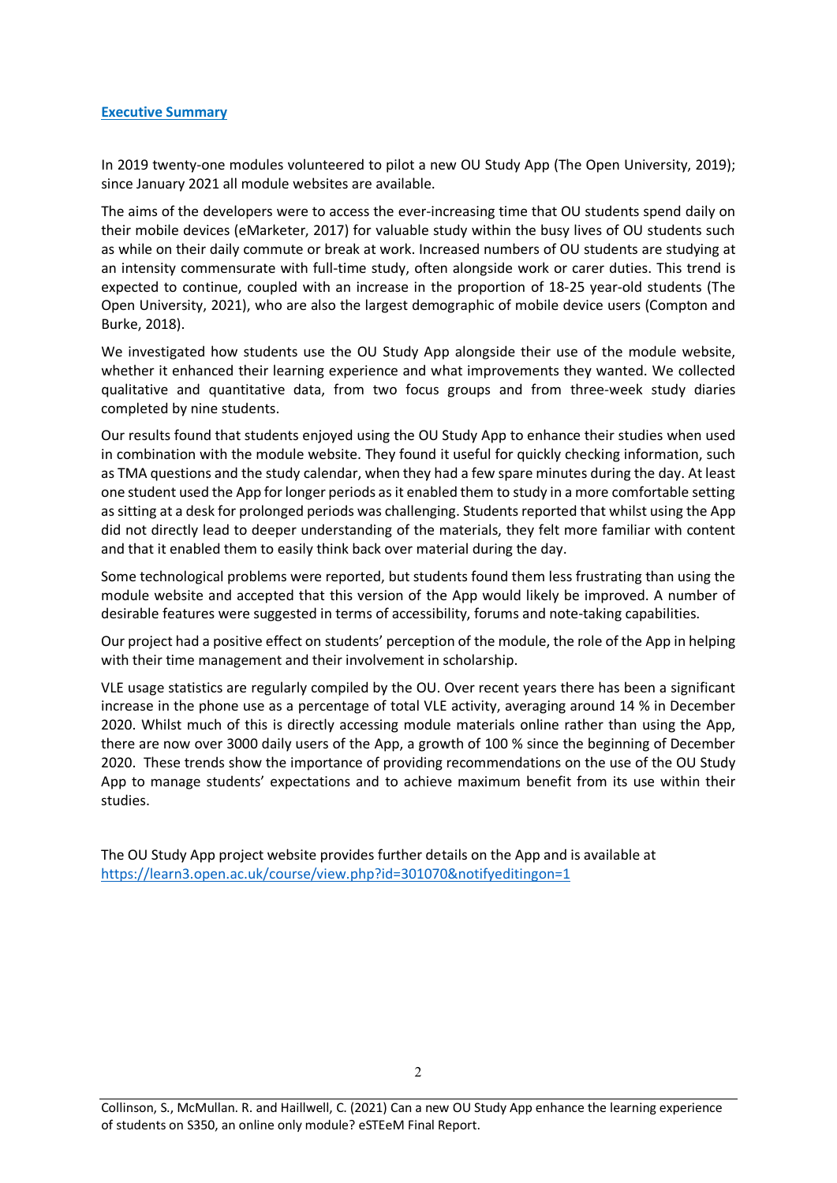## Executive Summary

In 2019 twenty-one modules volunteered to pilot a new OU Study App (The Open University, 2019); since January 2021 all module websites are available.

The aims of the developers were to access the ever-increasing time that OU students spend daily on their mobile devices (eMarketer, 2017) for valuable study within the busy lives of OU students such as while on their daily commute or break at work. Increased numbers of OU students are studying at an intensity commensurate with full-time study, often alongside work or carer duties. This trend is expected to continue, coupled with an increase in the proportion of 18-25 year-old students (The Open University, 2021), who are also the largest demographic of mobile device users (Compton and Burke, 2018).

We investigated how students use the OU Study App alongside their use of the module website, whether it enhanced their learning experience and what improvements they wanted. We collected qualitative and quantitative data, from two focus groups and from three-week study diaries completed by nine students.

Our results found that students enjoyed using the OU Study App to enhance their studies when used in combination with the module website. They found it useful for quickly checking information, such as TMA questions and the study calendar, when they had a few spare minutes during the day. At least one student used the App for longer periods as it enabled them to study in a more comfortable setting as sitting at a desk for prolonged periods was challenging. Students reported that whilst using the App did not directly lead to deeper understanding of the materials, they felt more familiar with content and that it enabled them to easily think back over material during the day.

Some technological problems were reported, but students found them less frustrating than using the module website and accepted that this version of the App would likely be improved. A number of desirable features were suggested in terms of accessibility, forums and note-taking capabilities.

Our project had a positive effect on students' perception of the module, the role of the App in helping with their time management and their involvement in scholarship.

VLE usage statistics are regularly compiled by the OU. Over recent years there has been a significant increase in the phone use as a percentage of total VLE activity, averaging around 14 % in December 2020. Whilst much of this is directly accessing module materials online rather than using the App, there are now over 3000 daily users of the App, a growth of 100 % since the beginning of December 2020. These trends show the importance of providing recommendations on the use of the OU Study App to manage students' expectations and to achieve maximum benefit from its use within their studies.

The OU Study App project website provides further details on the App and is available at https://learn3.open.ac.uk/course/view.php?id=301070&notifyeditingon=1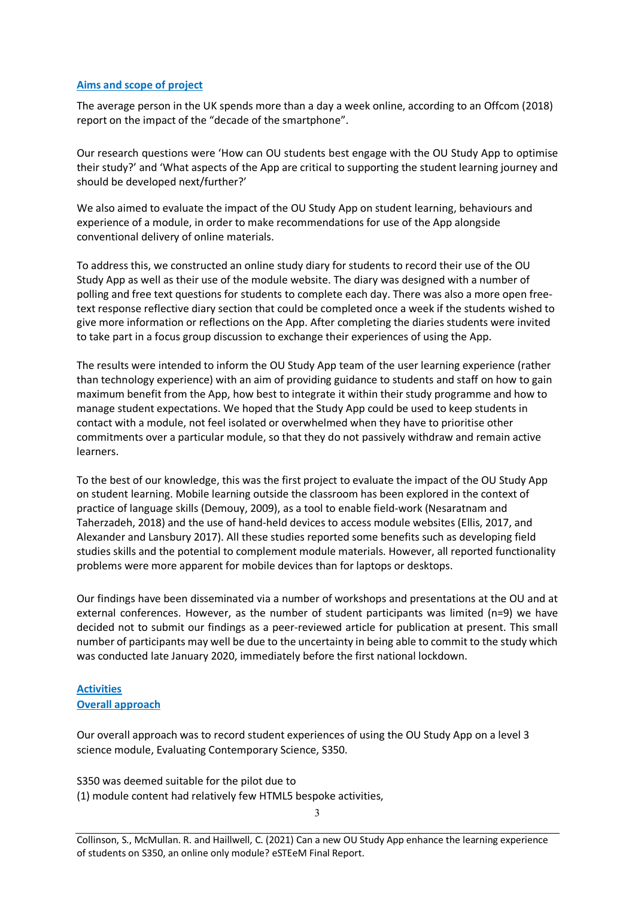## Aims and scope of project

The average person in the UK spends more than a day a week online, according to an Offcom (2018) report on the impact of the "decade of the smartphone".

Our research questions were 'How can OU students best engage with the OU Study App to optimise their study?' and 'What aspects of the App are critical to supporting the student learning journey and should be developed next/further?'

We also aimed to evaluate the impact of the OU Study App on student learning, behaviours and experience of a module, in order to make recommendations for use of the App alongside conventional delivery of online materials.

To address this, we constructed an online study diary for students to record their use of the OU Study App as well as their use of the module website. The diary was designed with a number of polling and free text questions for students to complete each day. There was also a more open free-text response reflective diary section that could be completed once a week if the students wished to give more information or reflections on the App. After completing the diaries students were invited to take part in a focus group discussion to exchange their experiences of using the App.

The results were intended to inform the OU Study App team of the user learning experience (rather than technology experience) with an aim of providing guidance to students and staff on how to gain maximum benefit from the App, how best to integrate it within their study programme and how to manage student expectations. We hoped that the Study App could be used to keep students in contact with a module, not feel isolated or overwhelmed when they have to prioritise other commitments over a particular module, so that they do not passively withdraw and remain active learners.

To the best of our knowledge, this was the first project to evaluate the impact of the OU Study App on student learning. Mobile learning outside the classroom has been explored in the context of practice of language skills (Demouy, 2009), as a tool to enable field-work (Nesaratnam and Taherzadeh, 2018) and the use of hand-held devices to access module websites (Ellis, 2017, and Alexander and Lansbury 2017). All these studies reported some benefits such as developing field studies skills and the potential to complement module materials. However, all reported functionality problems were more apparent for mobile devices than for laptops or desktops.

Our findings have been disseminated via a number of workshops and presentations at the OU and at external conferences. However, as the number of student participants was limited (n=9) we have decided not to submit our findings as a peer-reviewed article for publication at present. This small number of participants may well be due to the uncertainty in being able to commit to the study which was conducted late January 2020, immediately before the first national lockdown.

## Activities

### Overall approach

Our overall approach was to record student experiences of using the OU Study App on a level 3 science module, Evaluating Contemporary Science, S350.

S350 was deemed suitable for the pilot due to
(1) module content had relatively few HTML5 bespoke activities,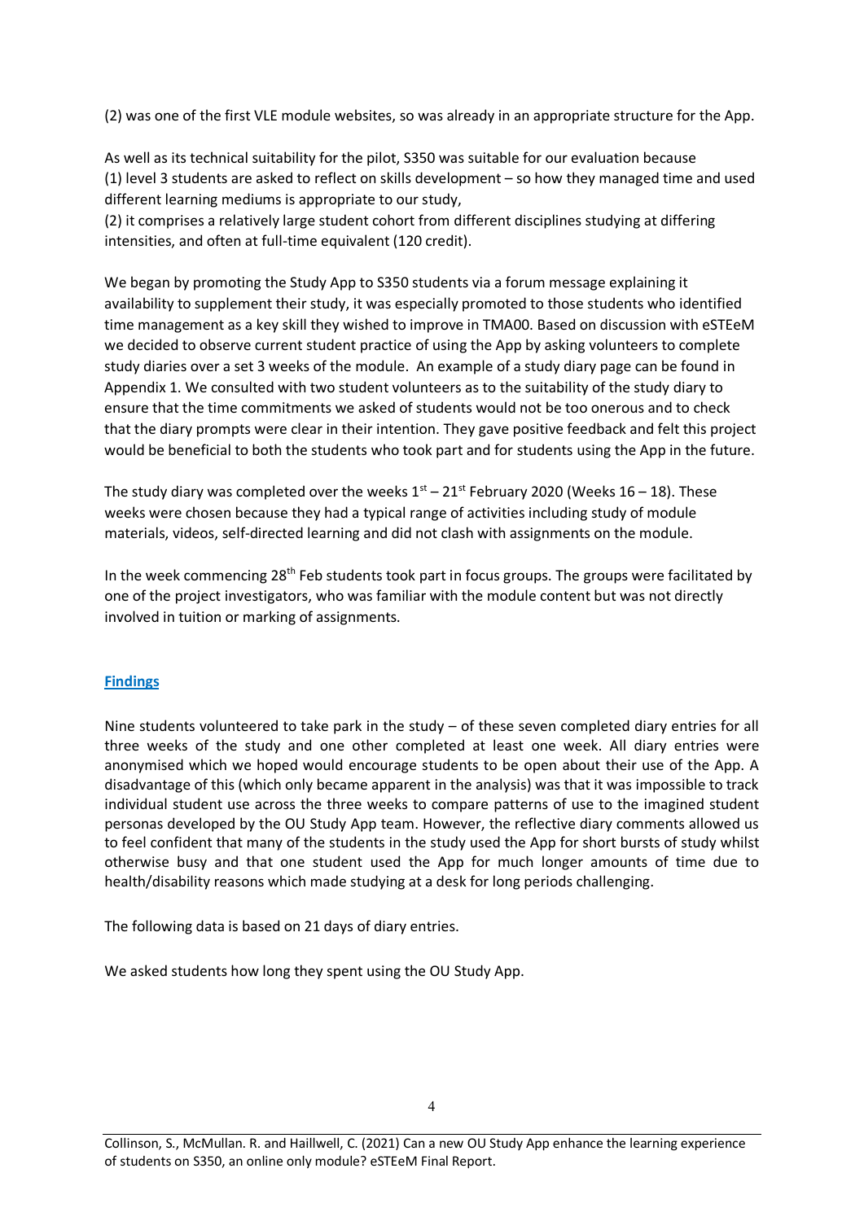(2) was one of the first VLE module websites, so was already in an appropriate structure for the App.

As well as its technical suitability for the pilot, S350 was suitable for our evaluation because
(1) level 3 students are asked to reflect on skills development – so how they managed time and used different learning mediums is appropriate to our study,
(2) it comprises a relatively large student cohort from different disciplines studying at differing intensities, and often at full-time equivalent (120 credit).

We began by promoting the Study App to S350 students via a forum message explaining it availability to supplement their study, it was especially promoted to those students who identified time management as a key skill they wished to improve in TMA00. Based on discussion with eSTEeM we decided to observe current student practice of using the App by asking volunteers to complete study diaries over a set 3 weeks of the module. An example of a study diary page can be found in Appendix 1. We consulted with two student volunteers as to the suitability of the study diary to ensure that the time commitments we asked of students would not be too onerous and to check that the diary prompts were clear in their intention. They gave positive feedback and felt this project would be beneficial to both the students who took part and for students using the App in the future.

The study diary was completed over the weeks 1st – 21st February 2020 (Weeks 16 – 18). These weeks were chosen because they had a typical range of activities including study of module materials, videos, self-directed learning and did not clash with assignments on the module.

In the week commencing 28th Feb students took part in focus groups. The groups were facilitated by one of the project investigators, who was familiar with the module content but was not directly involved in tuition or marking of assignments.

## Findings

Nine students volunteered to take park in the study – of these seven completed diary entries for all three weeks of the study and one other completed at least one week. All diary entries were anonymised which we hoped would encourage students to be open about their use of the App. A disadvantage of this (which only became apparent in the analysis) was that it was impossible to track individual student use across the three weeks to compare patterns of use to the imagined student personas developed by the OU Study App team. However, the reflective diary comments allowed us to feel confident that many of the students in the study used the App for short bursts of study whilst otherwise busy and that one student used the App for much longer amounts of time due to health/disability reasons which made studying at a desk for long periods challenging.

The following data is based on 21 days of diary entries.

We asked students how long they spent using the OU Study App.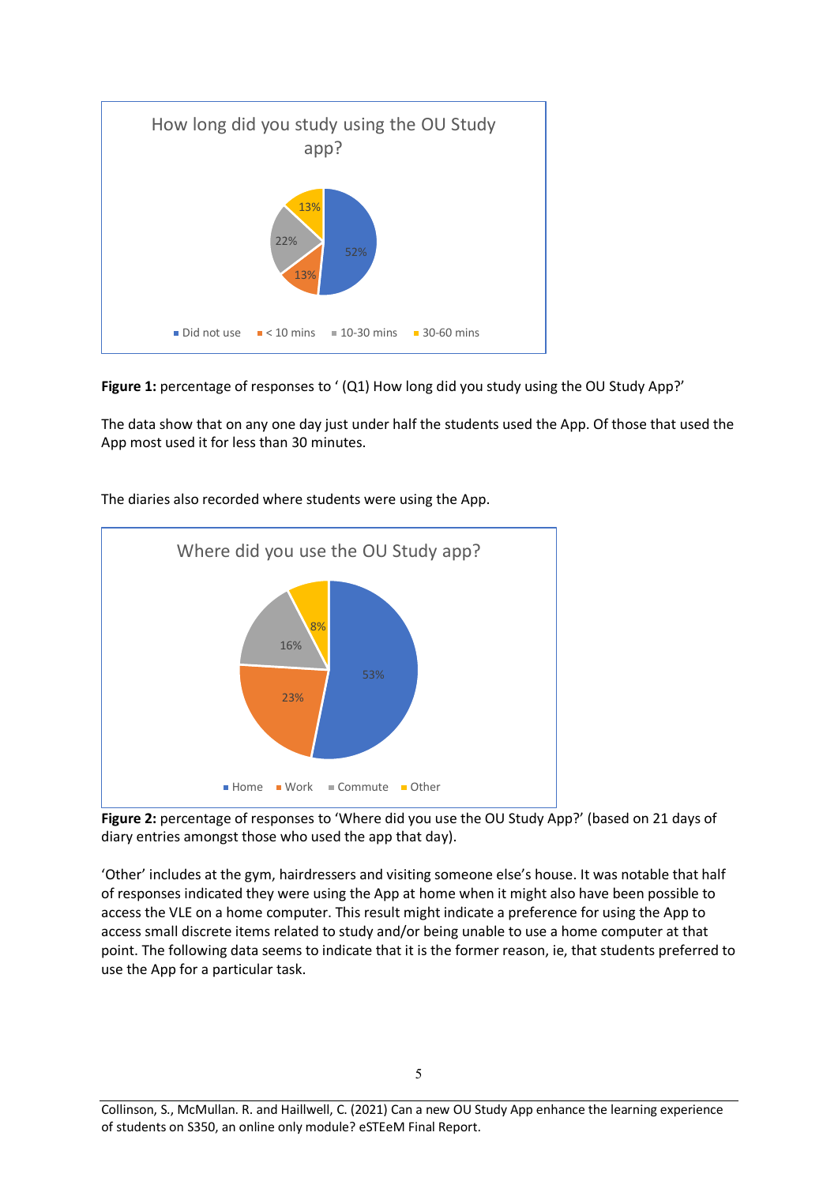**Figure 1:** percentage of responses to ' (Q1) How long did you study using the OU Study App?'

The data show that on any one day just under half the students used the App. Of those that used the App most used it for less than 30 minutes.

The diaries also recorded where students were using the App.

**Figure 2:** percentage of responses to 'Where did you use the OU Study App?' (based on 21 days of diary entries amongst those who used the app that day).

'Other' includes at the gym, hairdressers and visiting someone else's house. It was notable that half of responses indicated they were using the App at home when it might also have been possible to access the VLE on a home computer. This result might indicate a preference for using the App to access small discrete items related to study and/or being unable to use a home computer at that point. The following data seems to indicate that it is the former reason, ie, that students preferred to use the App for a particular task.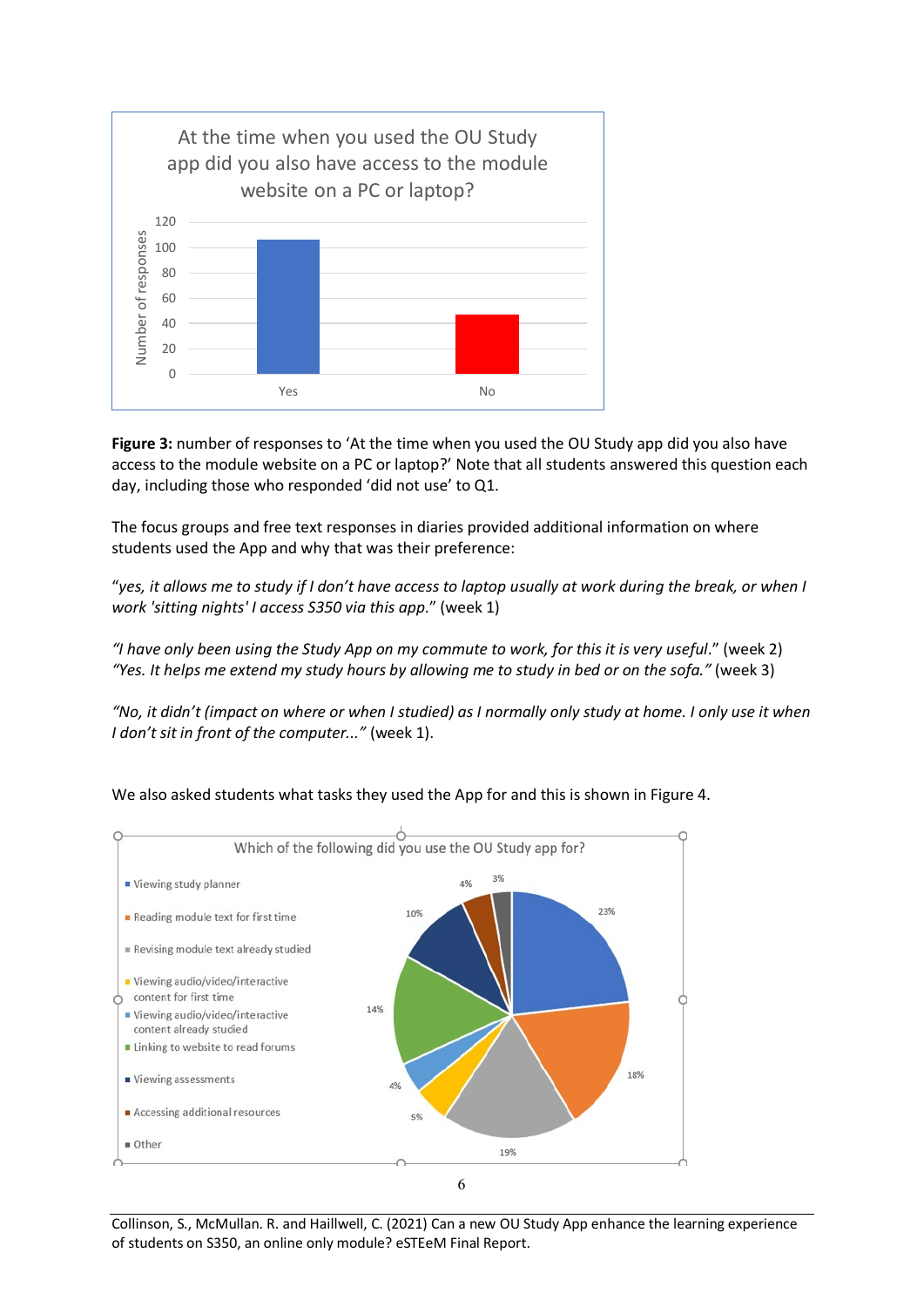**Figure 3:** number of responses to 'At the time when you used the OU Study app did you also have access to the module website on a PC or laptop?' Note that all students answered this question each day, including those who responded 'did not use' to Q1.

The focus groups and free text responses in diaries provided additional information on where students used the App and why that was their preference:

"*yes, it allows me to study if I don't have access to laptop usually at work during the break, or when I work 'sitting nights' I access S350 via this app.*" (week 1)

*"I have only been using the Study App on my commute to work, for this it is very useful.*" (week 2)
*"Yes. It helps me extend my study hours by allowing me to study in bed or on the sofa."* (week 3)

*"No, it didn't (impact on where or when I studied) as I normally only study at home. I only use it when I don't sit in front of the computer..."* (week 1).

We also asked students what tasks they used the App for and this is shown in Figure 4.

Collinson, S., McMullan. R. and Haillwell, C. (2021) Can a new OU Study App enhance the learning experience of students on S350, an online only module? eSTEeM Final Report.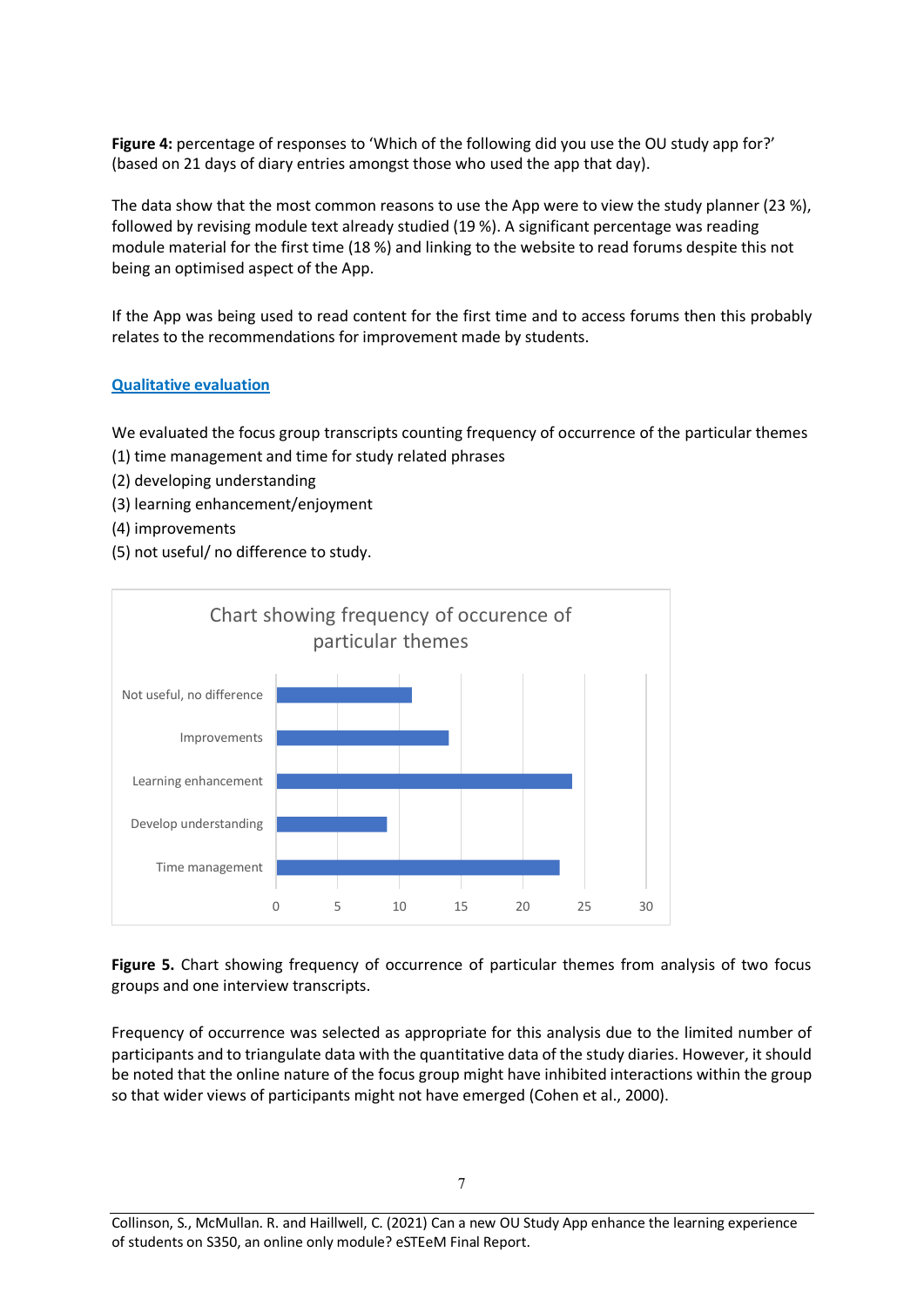**Figure 4:** percentage of responses to 'Which of the following did you use the OU study app for?' (based on 21 days of diary entries amongst those who used the app that day).

The data show that the most common reasons to use the App were to view the study planner (23 %), followed by revising module text already studied (19 %). A significant percentage was reading module material for the first time (18 %) and linking to the website to read forums despite this not being an optimised aspect of the App.

If the App was being used to read content for the first time and to access forums then this probably relates to the recommendations for improvement made by students.

## Qualitative evaluation

We evaluated the focus group transcripts counting frequency of occurrence of the particular themes

(1) time management and time for study related phrases

(2) developing understanding

(3) learning enhancement/enjoyment

(4) improvements

(5) not useful/ no difference to study.

**Figure 5.** Chart showing frequency of occurrence of particular themes from analysis of two focus groups and one interview transcripts.

Frequency of occurrence was selected as appropriate for this analysis due to the limited number of participants and to triangulate data with the quantitative data of the study diaries. However, it should be noted that the online nature of the focus group might have inhibited interactions within the group so that wider views of participants might not have emerged (Cohen et al., 2000).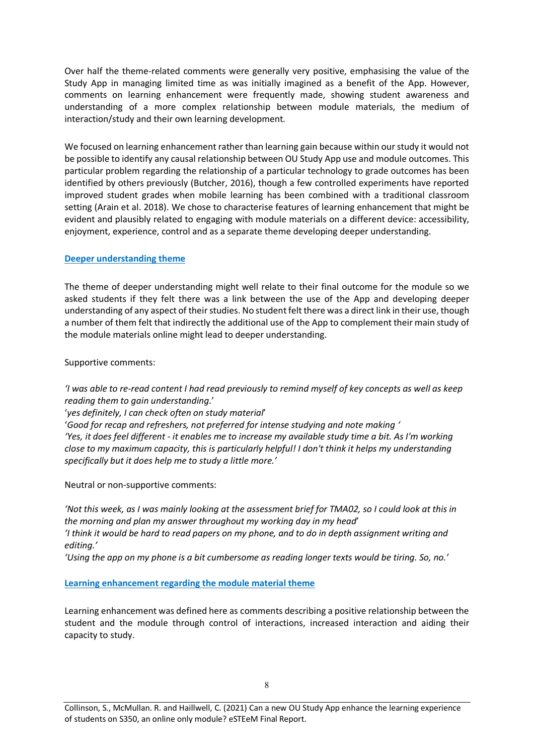Over half the theme-related comments were generally very positive, emphasising the value of the Study App in managing limited time as was initially imagined as a benefit of the App. However, comments on learning enhancement were frequently made, showing student awareness and understanding of a more complex relationship between module materials, the medium of interaction/study and their own learning development.

We focused on learning enhancement rather than learning gain because within our study it would not be possible to identify any causal relationship between OU Study App use and module outcomes. This particular problem regarding the relationship of a particular technology to grade outcomes has been identified by others previously (Butcher, 2016), though a few controlled experiments have reported improved student grades when mobile learning has been combined with a traditional classroom setting (Arain et al. 2018). We chose to characterise features of learning enhancement that might be evident and plausibly related to engaging with module materials on a different device: accessibility, enjoyment, experience, control and as a separate theme developing deeper understanding.

## Deeper understanding theme

The theme of deeper understanding might well relate to their final outcome for the module so we asked students if they felt there was a link between the use of the App and developing deeper understanding of any aspect of their studies. No student felt there was a direct link in their use, though a number of them felt that indirectly the additional use of the App to complement their main study of the module materials online might lead to deeper understanding.

Supportive comments:

*'I was able to re-read content I had read previously to remind myself of key concepts as well as keep reading them to gain understanding.'*
*'yes definitely, I can check often on study material'*
*'Good for recap and refreshers, not preferred for intense studying and note making '*
*'Yes, it does feel different - it enables me to increase my available study time a bit. As I'm working close to my maximum capacity, this is particularly helpful! I don't think it helps my understanding specifically but it does help me to study a little more.'*

Neutral or non-supportive comments:

*'Not this week, as I was mainly looking at the assessment brief for TMA02, so I could look at this in the morning and plan my answer throughout my working day in my head'*
*'I think it would be hard to read papers on my phone, and to do in depth assignment writing and editing.'*
*'Using the app on my phone is a bit cumbersome as reading longer texts would be tiring. So, no.'*

## Learning enhancement regarding the module material theme

Learning enhancement was defined here as comments describing a positive relationship between the student and the module through control of interactions, increased interaction and aiding their capacity to study.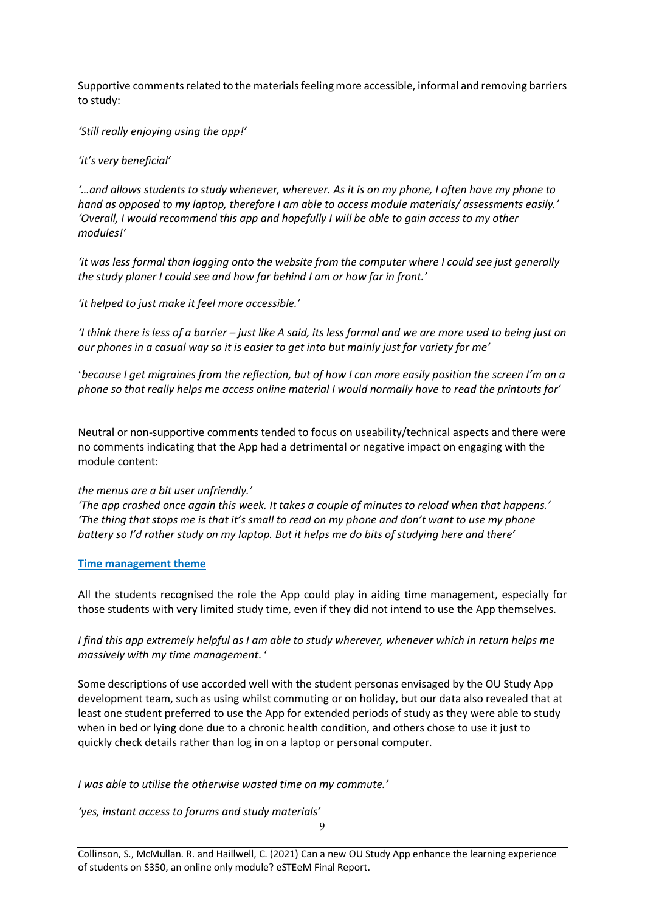Supportive comments related to the materials feeling more accessible, informal and removing barriers to study:

*'Still really enjoying using the app!'*

*'it's very beneficial'*

*'...and allows students to study whenever, wherever. As it is on my phone, I often have my phone to hand as opposed to my laptop, therefore I am able to access module materials/ assessments easily.'*
*'Overall, I would recommend this app and hopefully I will be able to gain access to my other modules!'*

*'it was less formal than logging onto the website from the computer where I could see just generally the study planer I could see and how far behind I am or how far in front.'*

*'it helped to just make it feel more accessible.'*

*'I think there is less of a barrier – just like A said, its less formal and we are more used to being just on our phones in a casual way so it is easier to get into but mainly just for variety for me'*

'*because I get migraines from the reflection, but of how I can more easily position the screen I'm on a phone so that really helps me access online material I would normally have to read the printouts for'*

Neutral or non-supportive comments tended to focus on useability/technical aspects and there were no comments indicating that the App had a detrimental or negative impact on engaging with the module content:

*the menus are a bit user unfriendly.'*
*'The app crashed once again this week. It takes a couple of minutes to reload when that happens.'*
*'The thing that stops me is that it's small to read on my phone and don't want to use my phone battery so I'd rather study on my laptop. But it helps me do bits of studying here and there'*

## Time management theme

All the students recognised the role the App could play in aiding time management, especially for those students with very limited study time, even if they did not intend to use the App themselves.

*I find this app extremely helpful as I am able to study wherever, whenever which in return helps me massively with my time management*. '

Some descriptions of use accorded well with the student personas envisaged by the OU Study App development team, such as using whilst commuting or on holiday, but our data also revealed that at least one student preferred to use the App for extended periods of study as they were able to study when in bed or lying done due to a chronic health condition, and others chose to use it just to quickly check details rather than log in on a laptop or personal computer.

*I was able to utilise the otherwise wasted time on my commute.'*

*'yes, instant access to forums and study materials'*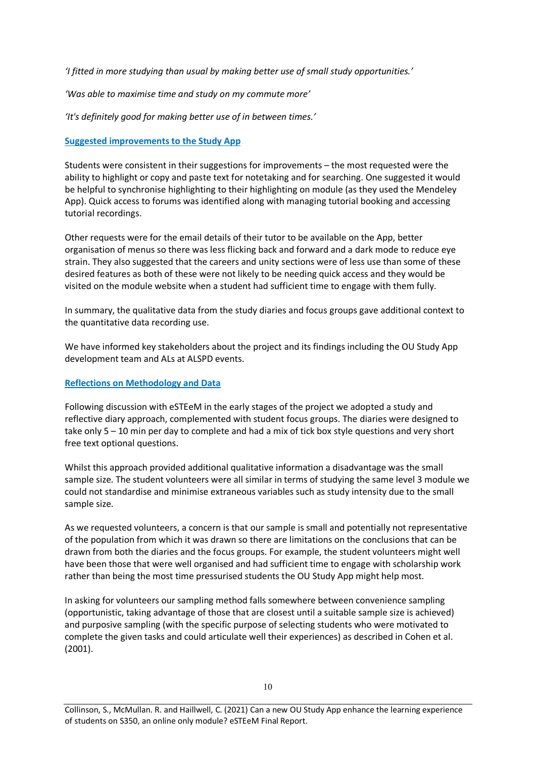*'I fitted in more studying than usual by making better use of small study opportunities.'*

*'Was able to maximise time and study on my commute more'*

*'It's definitely good for making better use of in between times.'*

## Suggested improvements to the Study App

Students were consistent in their suggestions for improvements – the most requested were the ability to highlight or copy and paste text for notetaking and for searching. One suggested it would be helpful to synchronise highlighting to their highlighting on module (as they used the Mendeley App). Quick access to forums was identified along with managing tutorial booking and accessing tutorial recordings.

Other requests were for the email details of their tutor to be available on the App, better organisation of menus so there was less flicking back and forward and a dark mode to reduce eye strain. They also suggested that the careers and unity sections were of less use than some of these desired features as both of these were not likely to be needing quick access and they would be visited on the module website when a student had sufficient time to engage with them fully.

In summary, the qualitative data from the study diaries and focus groups gave additional context to the quantitative data recording use.

We have informed key stakeholders about the project and its findings including the OU Study App development team and ALs at ALSPD events.

## Reflections on Methodology and Data

Following discussion with eSTEeM in the early stages of the project we adopted a study and reflective diary approach, complemented with student focus groups. The diaries were designed to take only 5 – 10 min per day to complete and had a mix of tick box style questions and very short free text optional questions.

Whilst this approach provided additional qualitative information a disadvantage was the small sample size. The student volunteers were all similar in terms of studying the same level 3 module we could not standardise and minimise extraneous variables such as study intensity due to the small sample size.

As we requested volunteers, a concern is that our sample is small and potentially not representative of the population from which it was drawn so there are limitations on the conclusions that can be drawn from both the diaries and the focus groups. For example, the student volunteers might well have been those that were well organised and had sufficient time to engage with scholarship work rather than being the most time pressurised students the OU Study App might help most.

In asking for volunteers our sampling method falls somewhere between convenience sampling (opportunistic, taking advantage of those that are closest until a suitable sample size is achieved) and purposive sampling (with the specific purpose of selecting students who were motivated to complete the given tasks and could articulate well their experiences) as described in Cohen et al. (2001).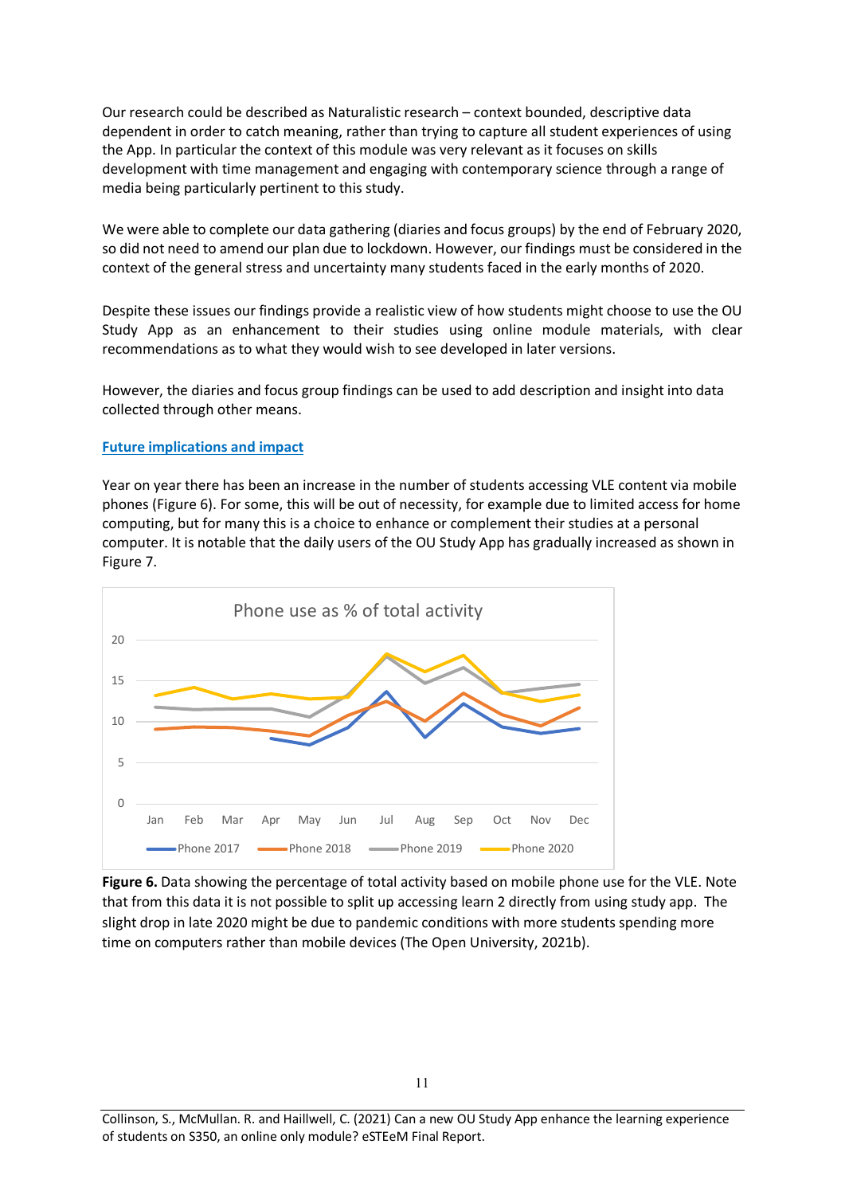Our research could be described as Naturalistic research – context bounded, descriptive data dependent in order to catch meaning, rather than trying to capture all student experiences of using the App. In particular the context of this module was very relevant as it focuses on skills development with time management and engaging with contemporary science through a range of media being particularly pertinent to this study.

We were able to complete our data gathering (diaries and focus groups) by the end of February 2020, so did not need to amend our plan due to lockdown. However, our findings must be considered in the context of the general stress and uncertainty many students faced in the early months of 2020.

Despite these issues our findings provide a realistic view of how students might choose to use the OU Study App as an enhancement to their studies using online module materials, with clear recommendations as to what they would wish to see developed in later versions.

However, the diaries and focus group findings can be used to add description and insight into data collected through other means.

## Future implications and impact

Year on year there has been an increase in the number of students accessing VLE content via mobile phones (Figure 6). For some, this will be out of necessity, for example due to limited access for home computing, but for many this is a choice to enhance or complement their studies at a personal computer. It is notable that the daily users of the OU Study App has gradually increased as shown in Figure 7.

**Figure 6.** Data showing the percentage of total activity based on mobile phone use for the VLE. Note that from this data it is not possible to split up accessing learn 2 directly from using study app. The slight drop in late 2020 might be due to pandemic conditions with more students spending more time on computers rather than mobile devices (The Open University, 2021b).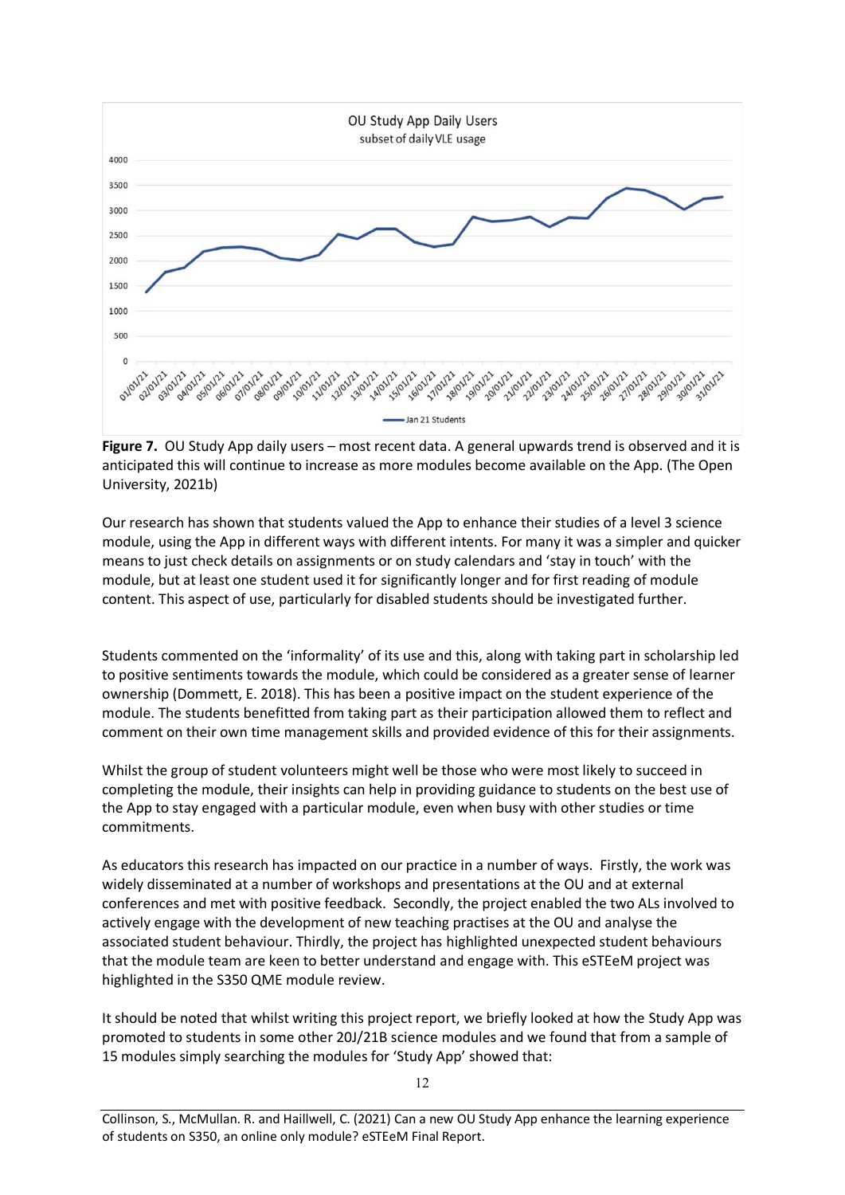**Figure 7.** OU Study App daily users – most recent data. A general upwards trend is observed and it is anticipated this will continue to increase as more modules become available on the App. (The Open University, 2021b)

Our research has shown that students valued the App to enhance their studies of a level 3 science module, using the App in different ways with different intents. For many it was a simpler and quicker means to just check details on assignments or on study calendars and 'stay in touch' with the module, but at least one student used it for significantly longer and for first reading of module content. This aspect of use, particularly for disabled students should be investigated further.

Students commented on the 'informality' of its use and this, along with taking part in scholarship led to positive sentiments towards the module, which could be considered as a greater sense of learner ownership (Dommett, E. 2018). This has been a positive impact on the student experience of the module. The students benefitted from taking part as their participation allowed them to reflect and comment on their own time management skills and provided evidence of this for their assignments.

Whilst the group of student volunteers might well be those who were most likely to succeed in completing the module, their insights can help in providing guidance to students on the best use of the App to stay engaged with a particular module, even when busy with other studies or time commitments.

As educators this research has impacted on our practice in a number of ways. Firstly, the work was widely disseminated at a number of workshops and presentations at the OU and at external conferences and met with positive feedback. Secondly, the project enabled the two ALs involved to actively engage with the development of new teaching practises at the OU and analyse the associated student behaviour. Thirdly, the project has highlighted unexpected student behaviours that the module team are keen to better understand and engage with. This eSTEeM project was highlighted in the S350 QME module review.

It should be noted that whilst writing this project report, we briefly looked at how the Study App was promoted to students in some other 20J/21B science modules and we found that from a sample of 15 modules simply searching the modules for 'Study App' showed that: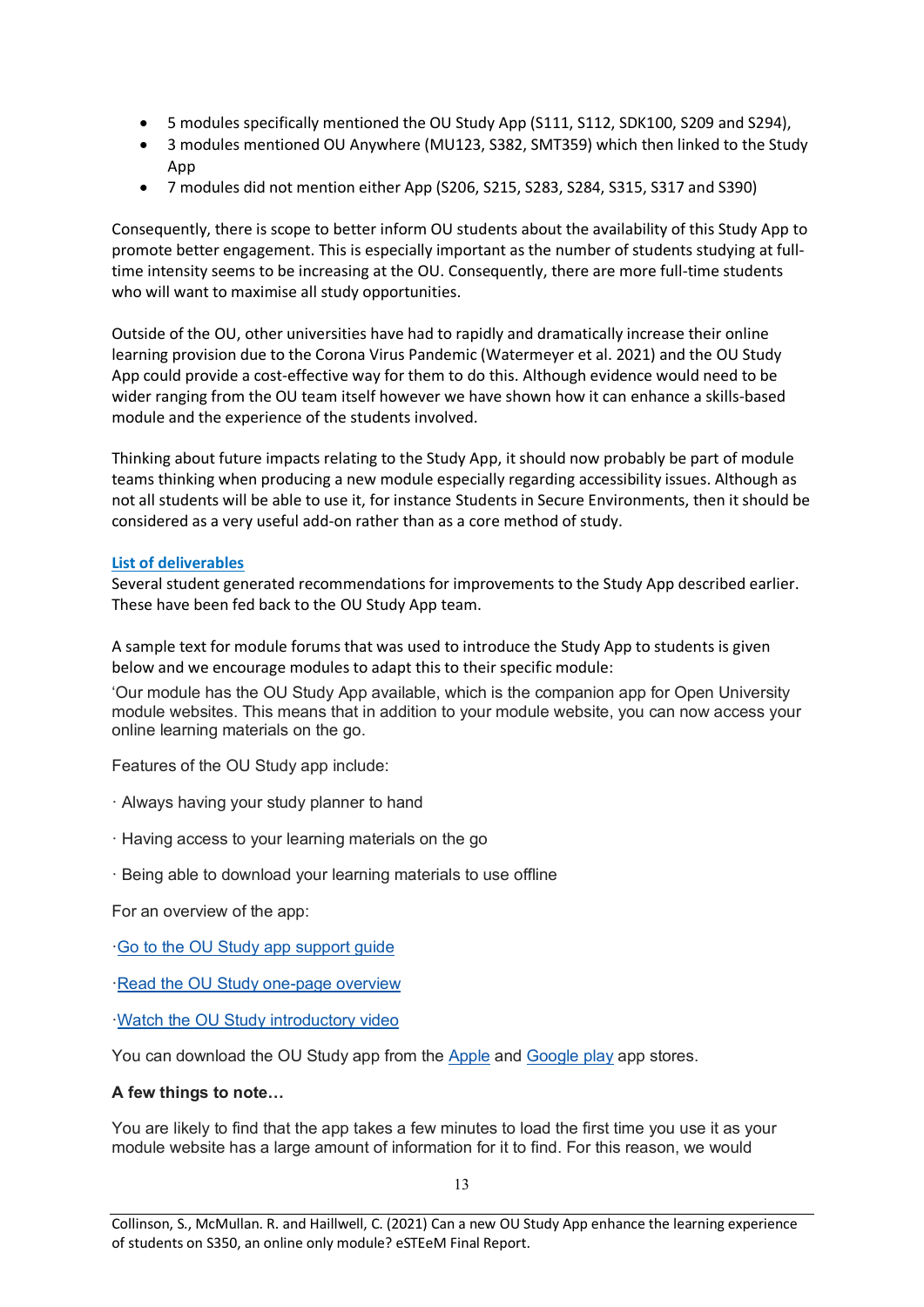- 5 modules specifically mentioned the OU Study App (S111, S112, SDK100, S209 and S294),
- 3 modules mentioned OU Anywhere (MU123, S382, SMT359) which then linked to the Study App
- 7 modules did not mention either App (S206, S215, S283, S284, S315, S317 and S390)

Consequently, there is scope to better inform OU students about the availability of this Study App to promote better engagement. This is especially important as the number of students studying at full-time intensity seems to be increasing at the OU. Consequently, there are more full-time students who will want to maximise all study opportunities.

Outside of the OU, other universities have had to rapidly and dramatically increase their online learning provision due to the Corona Virus Pandemic (Watermeyer et al. 2021) and the OU Study App could provide a cost-effective way for them to do this. Although evidence would need to be wider ranging from the OU team itself however we have shown how it can enhance a skills-based module and the experience of the students involved.

Thinking about future impacts relating to the Study App, it should now probably be part of module teams thinking when producing a new module especially regarding accessibility issues. Although as not all students will be able to use it, for instance Students in Secure Environments, then it should be considered as a very useful add-on rather than as a core method of study.

## List of deliverables

Several student generated recommendations for improvements to the Study App described earlier. These have been fed back to the OU Study App team.

A sample text for module forums that was used to introduce the Study App to students is given below and we encourage modules to adapt this to their specific module:

'Our module has the OU Study App available, which is the companion app for Open University module websites. This means that in addition to your module website, you can now access your online learning materials on the go.

Features of the OU Study app include:

· Always having your study planner to hand

· Having access to your learning materials on the go

· Being able to download your learning materials to use offline

For an overview of the app:

· Go to the OU Study app support guide

· Read the OU Study one-page overview

· Watch the OU Study introductory video

You can download the OU Study app from the Apple and Google play app stores.

**A few things to note…**

You are likely to find that the app takes a few minutes to load the first time you use it as your module website has a large amount of information for it to find. For this reason, we would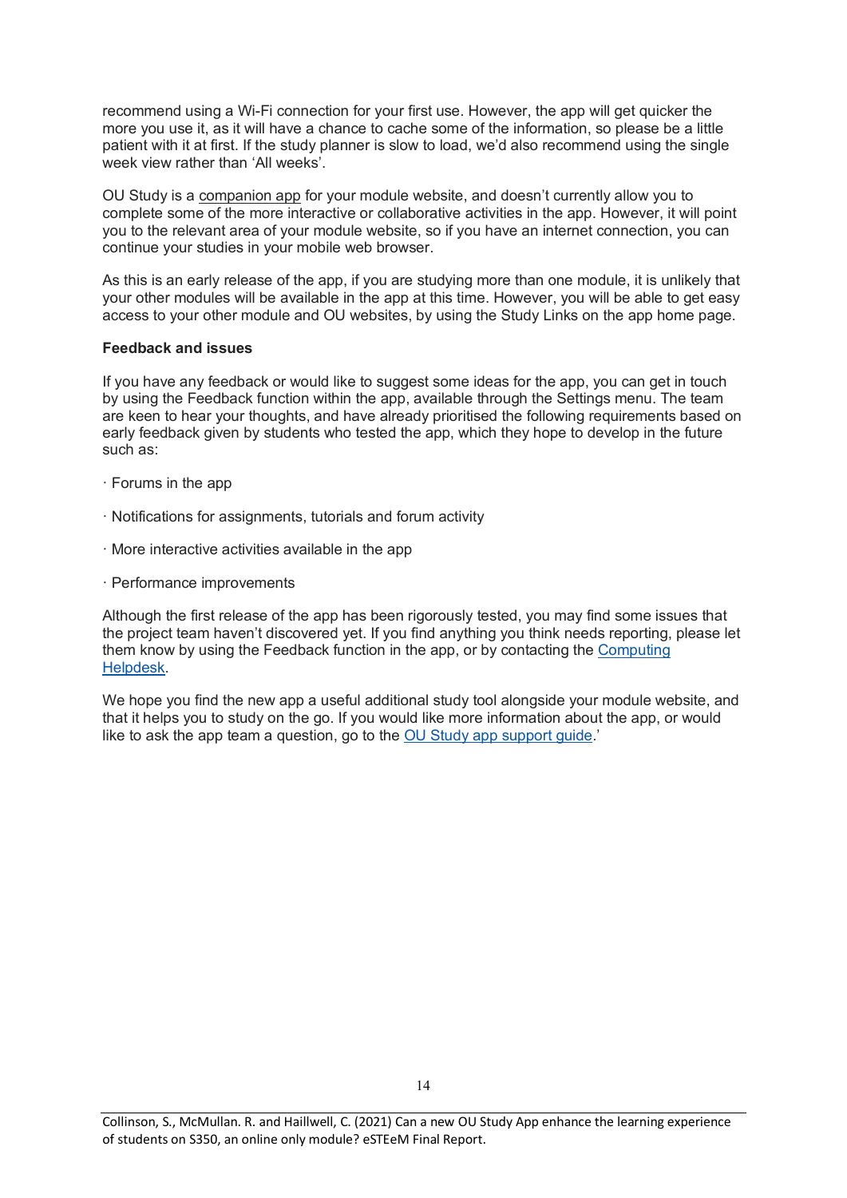recommend using a Wi-Fi connection for your first use. However, the app will get quicker the more you use it, as it will have a chance to cache some of the information, so please be a little patient with it at first. If the study planner is slow to load, we'd also recommend using the single week view rather than 'All weeks'.

OU Study is a companion app for your module website, and doesn't currently allow you to complete some of the more interactive or collaborative activities in the app. However, it will point you to the relevant area of your module website, so if you have an internet connection, you can continue your studies in your mobile web browser.

As this is an early release of the app, if you are studying more than one module, it is unlikely that your other modules will be available in the app at this time. However, you will be able to get easy access to your other module and OU websites, by using the Study Links on the app home page.

**Feedback and issues**

If you have any feedback or would like to suggest some ideas for the app, you can get in touch by using the Feedback function within the app, available through the Settings menu. The team are keen to hear your thoughts, and have already prioritised the following requirements based on early feedback given by students who tested the app, which they hope to develop in the future such as:

· Forums in the app

· Notifications for assignments, tutorials and forum activity

· More interactive activities available in the app

· Performance improvements

Although the first release of the app has been rigorously tested, you may find some issues that the project team haven't discovered yet. If you find anything you think needs reporting, please let them know by using the Feedback function in the app, or by contacting the Computing Helpdesk.

We hope you find the new app a useful additional study tool alongside your module website, and that it helps you to study on the go. If you would like more information about the app, or would like to ask the app team a question, go to the OU Study app support guide.'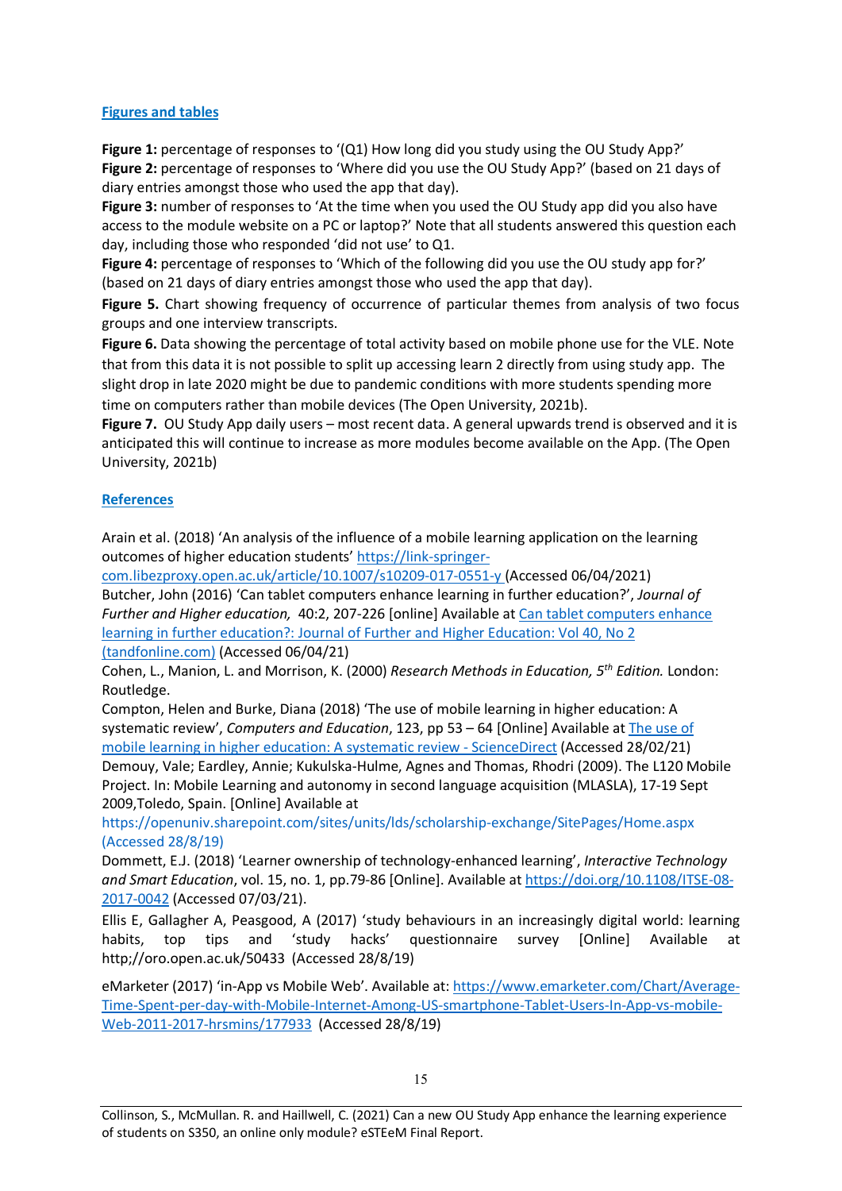## Figures and tables

**Figure 1:** percentage of responses to '(Q1) How long did you study using the OU Study App?'
**Figure 2:** percentage of responses to 'Where did you use the OU Study App?' (based on 21 days of diary entries amongst those who used the app that day).
**Figure 3:** number of responses to 'At the time when you used the OU Study app did you also have access to the module website on a PC or laptop?' Note that all students answered this question each day, including those who responded 'did not use' to Q1.
**Figure 4:** percentage of responses to 'Which of the following did you use the OU study app for?' (based on 21 days of diary entries amongst those who used the app that day).
**Figure 5.** Chart showing frequency of occurrence of particular themes from analysis of two focus groups and one interview transcripts.
**Figure 6.** Data showing the percentage of total activity based on mobile phone use for the VLE. Note that from this data it is not possible to split up accessing learn 2 directly from using study app. The slight drop in late 2020 might be due to pandemic conditions with more students spending more time on computers rather than mobile devices (The Open University, 2021b).
**Figure 7.** OU Study App daily users – most recent data. A general upwards trend is observed and it is anticipated this will continue to increase as more modules become available on the App. (The Open University, 2021b)

## References

Arain et al. (2018) 'An analysis of the influence of a mobile learning application on the learning outcomes of higher education students' https://link-springer-com.libezproxy.open.ac.uk/article/10.1007/s10209-017-0551-y (Accessed 06/04/2021)
Butcher, John (2016) 'Can tablet computers enhance learning in further education?', *Journal of Further and Higher education,* 40:2, 207-226 [online] Available at Can tablet computers enhance learning in further education?: Journal of Further and Higher Education: Vol 40, No 2 (tandfonline.com) (Accessed 06/04/21)
Cohen, L., Manion, L. and Morrison, K. (2000) *Research Methods in Education, 5th Edition.* London: Routledge.
Compton, Helen and Burke, Diana (2018) 'The use of mobile learning in higher education: A systematic review', *Computers and Education*, 123, pp 53 – 64 [Online] Available at The use of mobile learning in higher education: A systematic review - ScienceDirect (Accessed 28/02/21)
Demouy, Vale; Eardley, Annie; Kukulska-Hulme, Agnes and Thomas, Rhodri (2009). The L120 Mobile Project. In: Mobile Learning and autonomy in second language acquisition (MLASLA), 17-19 Sept 2009,Toledo, Spain. [Online] Available at https://openuniv.sharepoint.com/sites/units/lds/scholarship-exchange/SitePages/Home.aspx (Accessed 28/8/19)
Dommett, E.J. (2018) 'Learner ownership of technology-enhanced learning', *Interactive Technology and Smart Education*, vol. 15, no. 1, pp.79-86 [Online]. Available at https://doi.org/10.1108/ITSE-08-2017-0042 (Accessed 07/03/21).
Ellis E, Gallagher A, Peasgood, A (2017) 'study behaviours in an increasingly digital world: learning habits, top tips and 'study hacks' questionnaire survey [Online] Available at http;//oro.open.ac.uk/50433 (Accessed 28/8/19)

eMarketer (2017) 'in-App vs Mobile Web'. Available at: https://www.emarketer.com/Chart/Average-Time-Spent-per-day-with-Mobile-Internet-Among-US-smartphone-Tablet-Users-In-App-vs-mobile-Web-2011-2017-hrsmins/177933 (Accessed 28/8/19)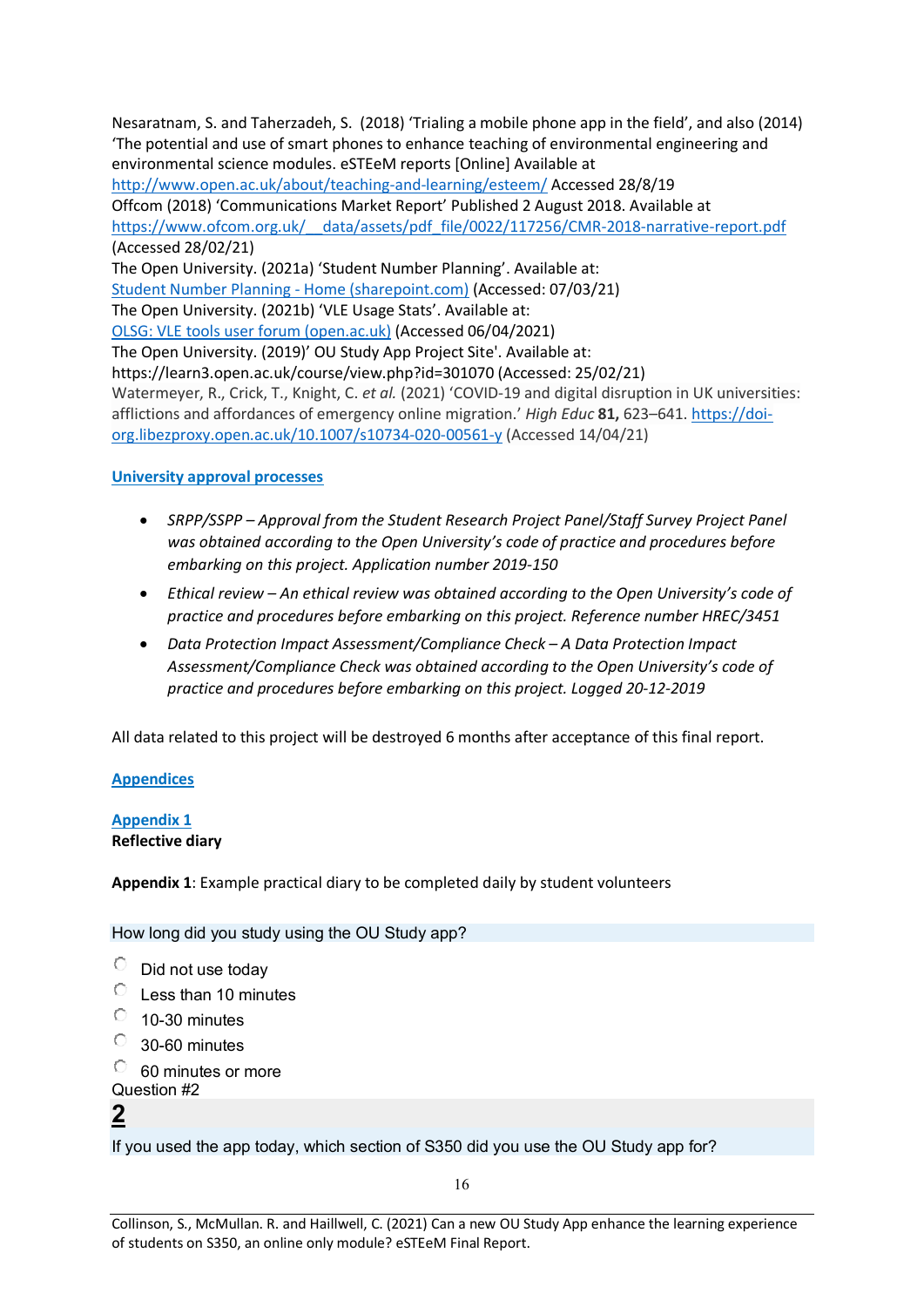Nesaratnam, S. and Taherzadeh, S. (2018) 'Trialing a mobile phone app in the field', and also (2014) 'The potential and use of smart phones to enhance teaching of environmental engineering and environmental science modules. eSTEeM reports [Online] Available at http://www.open.ac.uk/about/teaching-and-learning/esteem/ Accessed 28/8/19

Offcom (2018) 'Communications Market Report' Published 2 August 2018. Available at https://www.ofcom.org.uk/__data/assets/pdf_file/0022/117256/CMR-2018-narrative-report.pdf (Accessed 28/02/21)

The Open University. (2021a) 'Student Number Planning'. Available at: Student Number Planning - Home (sharepoint.com) (Accessed: 07/03/21)

The Open University. (2021b) 'VLE Usage Stats'. Available at: OLSG: VLE tools user forum (open.ac.uk) (Accessed 06/04/2021)

The Open University. (2019)' OU Study App Project Site'. Available at: https://learn3.open.ac.uk/course/view.php?id=301070 (Accessed: 25/02/21)

Watermeyer, R., Crick, T., Knight, C. *et al.* (2021) 'COVID-19 and digital disruption in UK universities: afflictions and affordances of emergency online migration.' *High Educ* **81,** 623–641. https://doi-org.libezproxy.open.ac.uk/10.1007/s10734-020-00561-y (Accessed 14/04/21)

## University approval processes

- *SRPP/SSPP – Approval from the Student Research Project Panel/Staff Survey Project Panel was obtained according to the Open University's code of practice and procedures before embarking on this project. Application number 2019-150*
- *Ethical review – An ethical review was obtained according to the Open University's code of practice and procedures before embarking on this project. Reference number HREC/3451*
- *Data Protection Impact Assessment/Compliance Check – A Data Protection Impact Assessment/Compliance Check was obtained according to the Open University's code of practice and procedures before embarking on this project. Logged 20-12-2019*

All data related to this project will be destroyed 6 months after acceptance of this final report.

## Appendices

### Appendix 1

**Reflective diary**

**Appendix 1**: Example practical diary to be completed daily by student volunteers

How long did you study using the OU Study app?

- ○ Did not use today
- ○ Less than 10 minutes
- ○ 10-30 minutes
- ○ 30-60 minutes
- ○ 60 minutes or more

Question #2

**2**

If you used the app today, which section of S350 did you use the OU Study app for?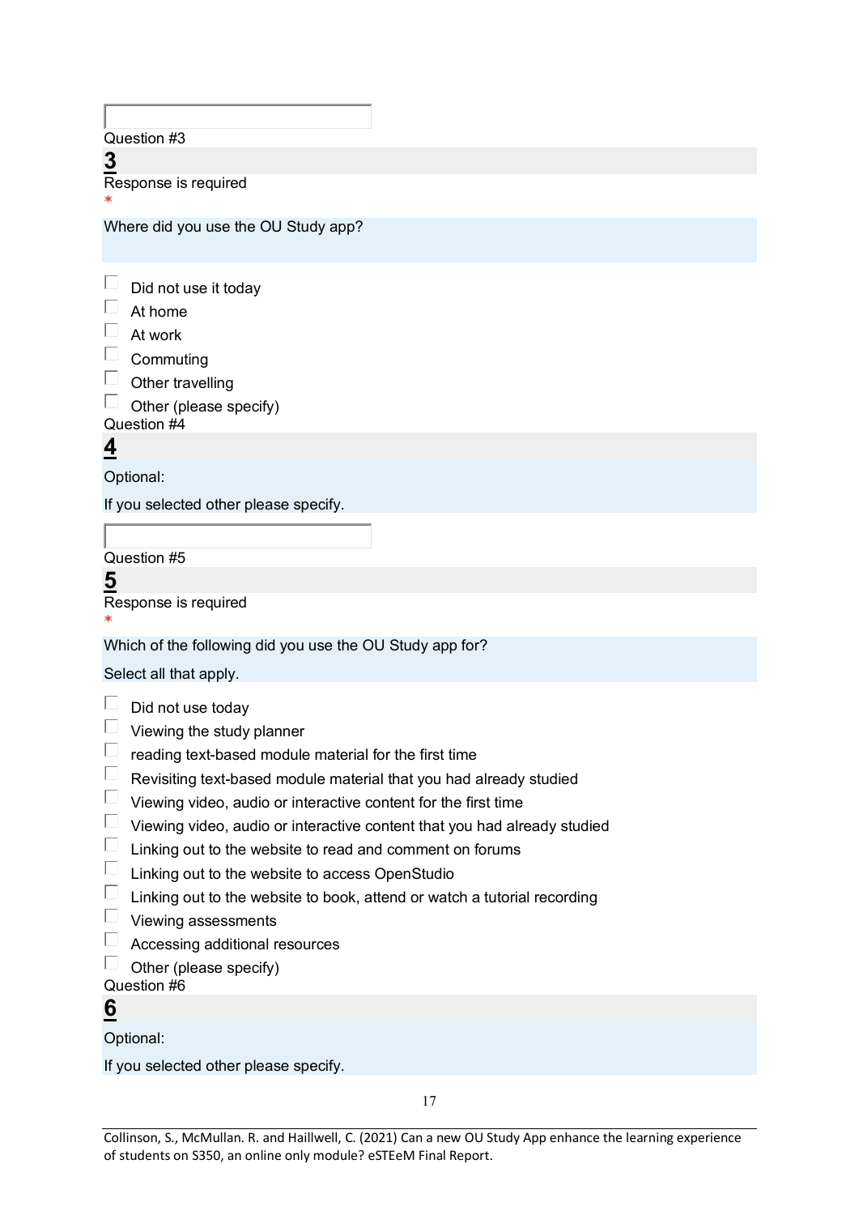Question #3

**3**

Response is required
*

Where did you use the OU Study app?

- Did not use it today
- At home
- At work
- Commuting
- Other travelling
- Other (please specify)

Question #4

**4**

Optional:

If you selected other please specify.

Question #5

**5**

Response is required
*

Which of the following did you use the OU Study app for?

Select all that apply.

- Did not use today
- Viewing the study planner
- reading text-based module material for the first time
- Revisiting text-based module material that you had already studied
- Viewing video, audio or interactive content for the first time
- Viewing video, audio or interactive content that you had already studied
- Linking out to the website to read and comment on forums
- Linking out to the website to access OpenStudio
- Linking out to the website to book, attend or watch a tutorial recording
- Viewing assessments
- Accessing additional resources
- Other (please specify)

Question #6

**6**

Optional:

If you selected other please specify.

Collinson, S., McMullan. R. and Haillwell, C. (2021) Can a new OU Study App enhance the learning experience of students on S350, an online only module? eSTEeM Final Report.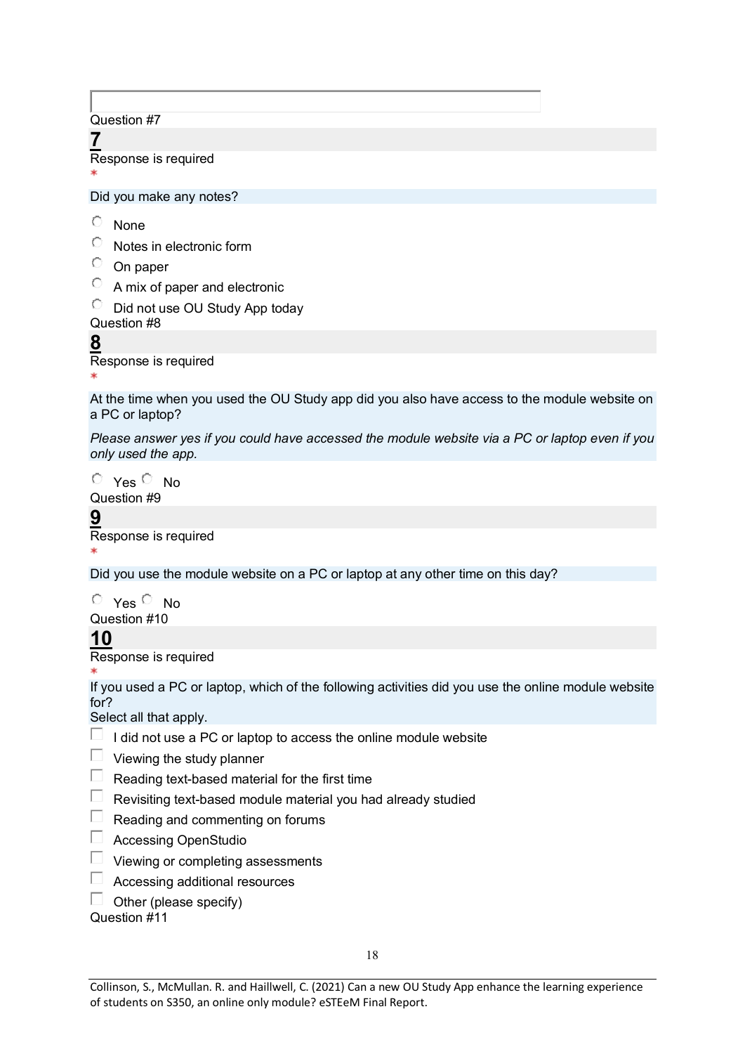Question #7

**7**

Response is required
*

Did you make any notes?

- None
- Notes in electronic form
- On paper
- A mix of paper and electronic
- Did not use OU Study App today

Question #8

**8**

Response is required
*

At the time when you used the OU Study app did you also have access to the module website on a PC or laptop?

*Please answer yes if you could have accessed the module website via a PC or laptop even if you only used the app.*

- Yes
- No

Question #9

**9**

Response is required
*

Did you use the module website on a PC or laptop at any other time on this day?

- Yes
- No

Question #10

**10**

Response is required
*

If you used a PC or laptop, which of the following activities did you use the online module website for?
Select all that apply.

- I did not use a PC or laptop to access the online module website
- Viewing the study planner
- Reading text-based material for the first time
- Revisiting text-based module material you had already studied
- Reading and commenting on forums
- Accessing OpenStudio
- Viewing or completing assessments
- Accessing additional resources
- Other (please specify)

Question #11

Collinson, S., McMullan. R. and Haillwell, C. (2021) Can a new OU Study App enhance the learning experience of students on S350, an online only module? eSTEeM Final Report.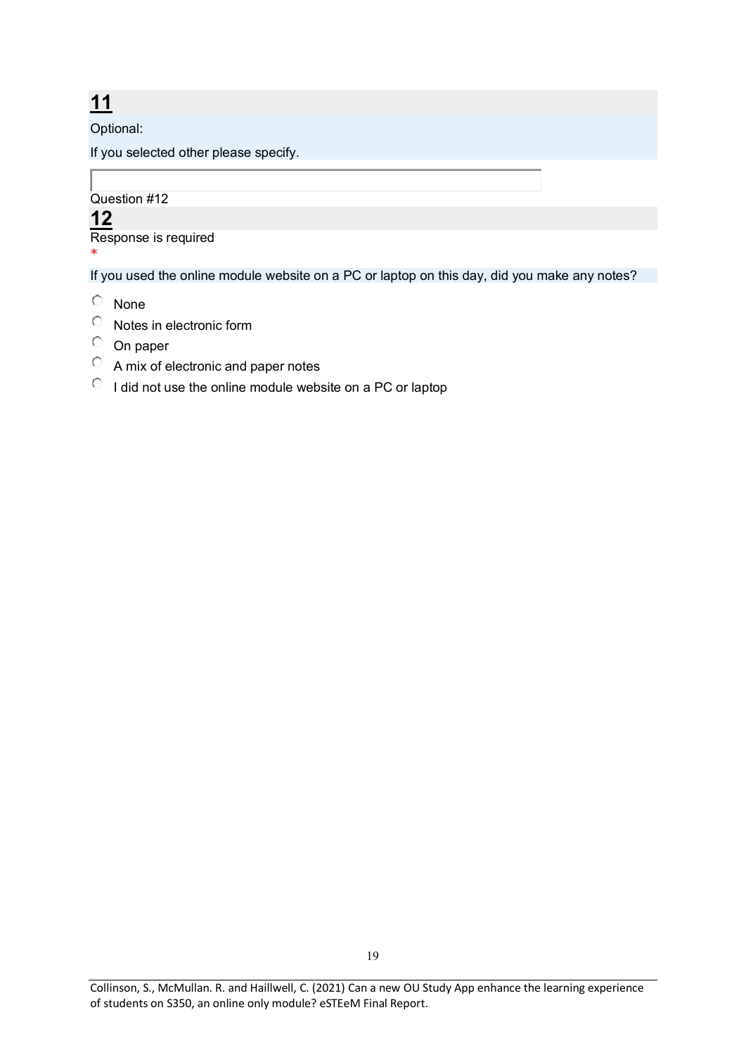**11**

Optional:

If you selected other please specify.

Question #12

**12**

Response is required

*

If you used the online module website on a PC or laptop on this day, did you make any notes?

- None
- Notes in electronic form
- On paper
- A mix of electronic and paper notes
- I did not use the online module website on a PC or laptop

Collinson, S., McMullan. R. and Haillwell, C. (2021) Can a new OU Study App enhance the learning experience of students on S350, an online only module? eSTEeM Final Report.